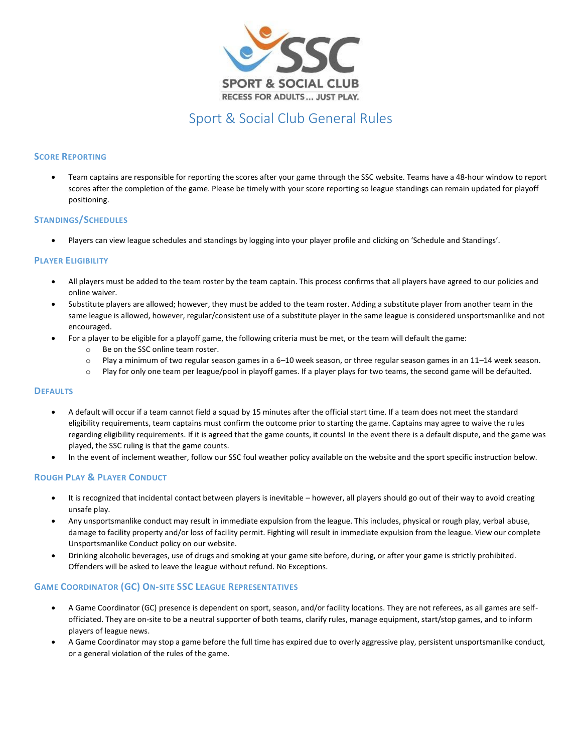# Sport & Social Club General Rules

## Score Reporting

- Team captains are responsible for reporting the scores after your game through the SSC website. Teams have a 48-hour window to report scores after the completion of the game. Please be timely with your score reporting so league standings can remain updated for playoff positioning.

## Standings/Schedules

- Players can view league schedules and standings by logging into your player profile and clicking on 'Schedule and Standings'.

## Player Eligibility

- All players must be added to the team roster by the team captain. This process confirms that all players have agreed to our policies and online waiver.
- Substitute players are allowed; however, they must be added to the team roster. Adding a substitute player from another team in the same league is allowed, however, regular/consistent use of a substitute player in the same league is considered unsportsmanlike and not encouraged.
- For a player to be eligible for a playoff game, the following criteria must be met, or the team will default the game:
  - Be on the SSC online team roster.
  - Play a minimum of two regular season games in a 6–10 week season, or three regular season games in an 11–14 week season.
  - Play for only one team per league/pool in playoff games. If a player plays for two teams, the second game will be defaulted.

## Defaults

- A default will occur if a team cannot field a squad by 15 minutes after the official start time. If a team does not meet the standard eligibility requirements, team captains must confirm the outcome prior to starting the game. Captains may agree to waive the rules regarding eligibility requirements. If it is agreed that the game counts, it counts! In the event there is a default dispute, and the game was played, the SSC ruling is that the game counts.
- In the event of inclement weather, follow our SSC foul weather policy available on the website and the sport specific instruction below.

## Rough Play & Player Conduct

- It is recognized that incidental contact between players is inevitable – however, all players should go out of their way to avoid creating unsafe play.
- Any unsportsmanlike conduct may result in immediate expulsion from the league. This includes, physical or rough play, verbal abuse, damage to facility property and/or loss of facility permit. Fighting will result in immediate expulsion from the league. View our complete Unsportsmanlike Conduct policy on our website.
- Drinking alcoholic beverages, use of drugs and smoking at your game site before, during, or after your game is strictly prohibited. Offenders will be asked to leave the league without refund. No Exceptions.

## Game Coordinator (GC) On-site SSC League Representatives

- A Game Coordinator (GC) presence is dependent on sport, season, and/or facility locations. They are not referees, as all games are self-officiated. They are on-site to be a neutral supporter of both teams, clarify rules, manage equipment, start/stop games, and to inform players of league news.
- A Game Coordinator may stop a game before the full time has expired due to overly aggressive play, persistent unsportsmanlike conduct, or a general violation of the rules of the game.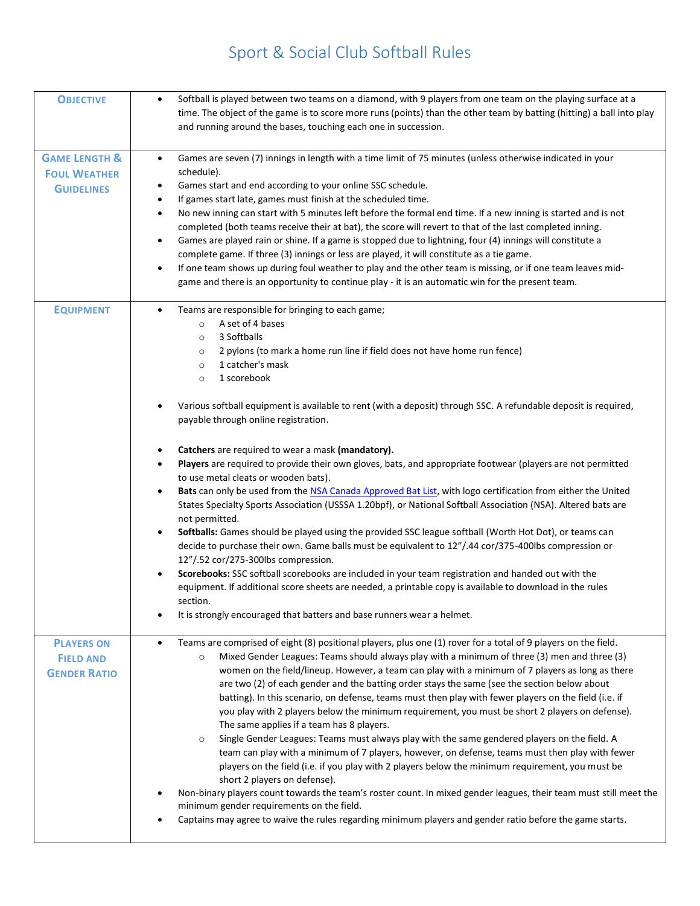# Sport & Social Club Softball Rules

| | |
|---|---|
| **Objective** | • Softball is played between two teams on a diamond, with 9 players from one team on the playing surface at a time. The object of the game is to score more runs (points) than the other team by batting (hitting) a ball into play and running around the bases, touching each one in succession. |
| **Game Length & Foul Weather Guidelines** | • Games are seven (7) innings in length with a time limit of 75 minutes (unless otherwise indicated in your schedule).<br>• Games start and end according to your online SSC schedule.<br>• If games start late, games must finish at the scheduled time.<br>• No new inning can start with 5 minutes left before the formal end time. If a new inning is started and is not completed (both teams receive their at bat), the score will revert to that of the last completed inning.<br>• Games are played rain or shine. If a game is stopped due to lightning, four (4) innings will constitute a complete game. If three (3) innings or less are played, it will constitute as a tie game.<br>• If one team shows up during foul weather to play and the other team is missing, or if one team leaves mid-game and there is an opportunity to continue play - it is an automatic win for the present team. |
| **Equipment** | • Teams are responsible for bringing to each game;<br>  ○ A set of 4 bases<br>  ○ 3 Softballs<br>  ○ 2 pylons (to mark a home run line if field does not have home run fence)<br>  ○ 1 catcher's mask<br>  ○ 1 scorebook<br><br>• Various softball equipment is available to rent (with a deposit) through SSC. A refundable deposit is required, payable through online registration.<br><br>• **Catchers** are required to wear a mask **(mandatory).**<br>• **Players** are required to provide their own gloves, bats, and appropriate footwear (players are not permitted to use metal cleats or wooden bats).<br>• **Bats** can only be used from the NSA Canada Approved Bat List, with logo certification from either the United States Specialty Sports Association (USSSA 1.20bpf), or National Softball Association (NSA). Altered bats are not permitted.<br>• **Softballs:** Games should be played using the provided SSC league softball (Worth Hot Dot), or teams can decide to purchase their own. Game balls must be equivalent to 12"/.44 cor/375-400lbs compression or 12"/.52 cor/275-300lbs compression.<br>• **Scorebooks:** SSC softball scorebooks are included in your team registration and handed out with the equipment. If additional score sheets are needed, a printable copy is available to download in the rules section.<br>• It is strongly encouraged that batters and base runners wear a helmet. |
| **Players on Field and Gender Ratio** | • Teams are comprised of eight (8) positional players, plus one (1) rover for a total of 9 players on the field.<br>  ○ Mixed Gender Leagues: Teams should always play with a minimum of three (3) men and three (3) women on the field/lineup. However, a team can play with a minimum of 7 players as long as there are two (2) of each gender and the batting order stays the same (see the section below about batting). In this scenario, on defense, teams must then play with fewer players on the field (i.e. if you play with 2 players below the minimum requirement, you must be short 2 players on defense). The same applies if a team has 8 players.<br>  ○ Single Gender Leagues: Teams must always play with the same gendered players on the field. A team can play with a minimum of 7 players, however, on defense, teams must then play with fewer players on the field (i.e. if you play with 2 players below the minimum requirement, you must be short 2 players on defense).<br>• Non-binary players count towards the team's roster count. In mixed gender leagues, their team must still meet the minimum gender requirements on the field.<br>• Captains may agree to waive the rules regarding minimum players and gender ratio before the game starts. |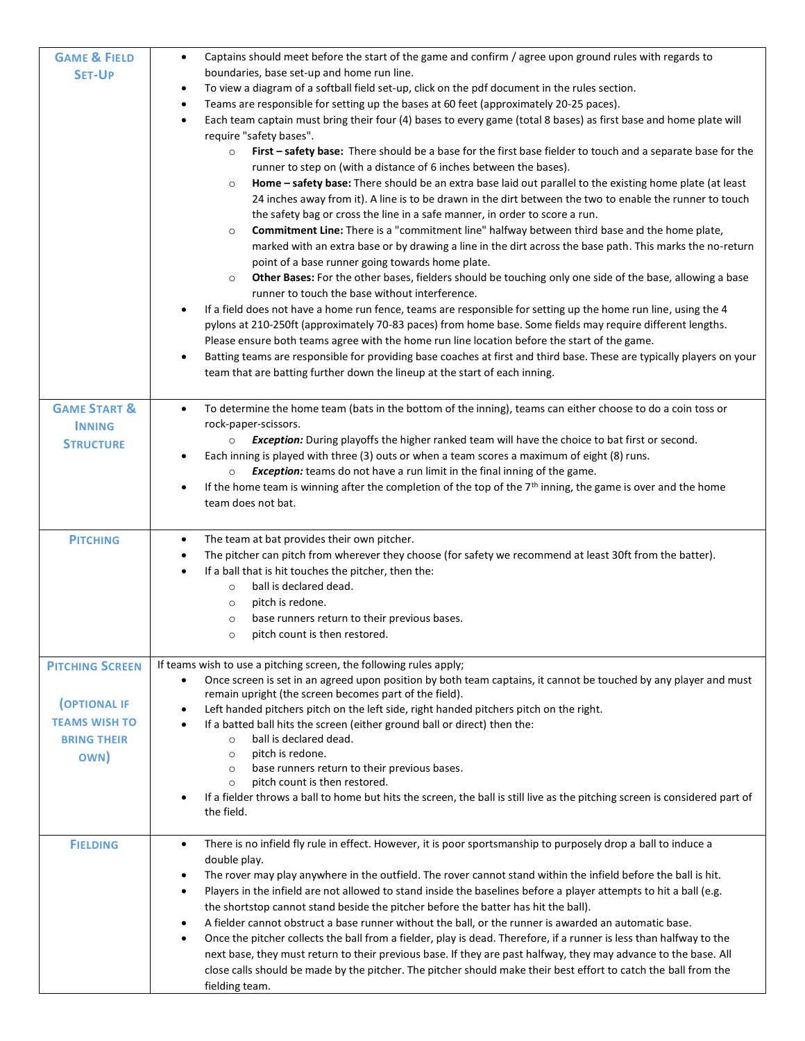| | |
|---|---|
| **GAME & FIELD SET-UP** | • Captains should meet before the start of the game and confirm / agree upon ground rules with regards to boundaries, base set-up and home run line.<br>• To view a diagram of a softball field set-up, click on the pdf document in the rules section.<br>• Teams are responsible for setting up the bases at 60 feet (approximately 20-25 paces).<br>• Each team captain must bring their four (4) bases to every game (total 8 bases) as first base and home plate will require "safety bases".<br>&nbsp;&nbsp;&nbsp;&nbsp;○ **First – safety base:** There should be a base for the first base fielder to touch and a separate base for the runner to step on (with a distance of 6 inches between the bases).<br>&nbsp;&nbsp;&nbsp;&nbsp;○ **Home – safety base:** There should be an extra base laid out parallel to the existing home plate (at least 24 inches away from it). A line is to be drawn in the dirt between the two to enable the runner to touch the safety bag or cross the line in a safe manner, in order to score a run.<br>&nbsp;&nbsp;&nbsp;&nbsp;○ **Commitment Line:** There is a "commitment line" halfway between third base and the home plate, marked with an extra base or by drawing a line in the dirt across the base path. This marks the no-return point of a base runner going towards home plate.<br>&nbsp;&nbsp;&nbsp;&nbsp;○ **Other Bases:** For the other bases, fielders should be touching only one side of the base, allowing a base runner to touch the base without interference.<br>• If a field does not have a home run fence, teams are responsible for setting up the home run line, using the 4 pylons at 210-250ft (approximately 70-83 paces) from home base. Some fields may require different lengths. Please ensure both teams agree with the home run line location before the start of the game.<br>• Batting teams are responsible for providing base coaches at first and third base. These are typically players on your team that are batting further down the lineup at the start of each inning. |
| **GAME START & INNING STRUCTURE** | • To determine the home team (bats in the bottom of the inning), teams can either choose to do a coin toss or rock-paper-scissors.<br>&nbsp;&nbsp;&nbsp;&nbsp;○ ***Exception:*** During playoffs the higher ranked team will have the choice to bat first or second.<br>• Each inning is played with three (3) outs or when a team scores a maximum of eight (8) runs.<br>&nbsp;&nbsp;&nbsp;&nbsp;○ ***Exception:*** teams do not have a run limit in the final inning of the game.<br>• If the home team is winning after the completion of the top of the 7th inning, the game is over and the home team does not bat. |
| **PITCHING** | • The team at bat provides their own pitcher.<br>• The pitcher can pitch from wherever they choose (for safety we recommend at least 30ft from the batter).<br>• If a ball that is hit touches the pitcher, then the:<br>&nbsp;&nbsp;&nbsp;&nbsp;○ ball is declared dead.<br>&nbsp;&nbsp;&nbsp;&nbsp;○ pitch is redone.<br>&nbsp;&nbsp;&nbsp;&nbsp;○ base runners return to their previous bases.<br>&nbsp;&nbsp;&nbsp;&nbsp;○ pitch count is then restored. |
| **PITCHING SCREEN**<br><br>**(OPTIONAL IF TEAMS WISH TO BRING THEIR OWN)** | If teams wish to use a pitching screen, the following rules apply;<br>• Once screen is set in an agreed upon position by both team captains, it cannot be touched by any player and must remain upright (the screen becomes part of the field).<br>• Left handed pitchers pitch on the left side, right handed pitchers pitch on the right.<br>• If a batted ball hits the screen (either ground ball or direct) then the:<br>&nbsp;&nbsp;&nbsp;&nbsp;○ ball is declared dead.<br>&nbsp;&nbsp;&nbsp;&nbsp;○ pitch is redone.<br>&nbsp;&nbsp;&nbsp;&nbsp;○ base runners return to their previous bases.<br>&nbsp;&nbsp;&nbsp;&nbsp;○ pitch count is then restored.<br>• If a fielder throws a ball to home but hits the screen, the ball is still live as the pitching screen is considered part of the field. |
| **FIELDING** | • There is no infield fly rule in effect. However, it is poor sportsmanship to purposely drop a ball to induce a double play.<br>• The rover may play anywhere in the outfield. The rover cannot stand within the infield before the ball is hit.<br>• Players in the infield are not allowed to stand inside the baselines before a player attempts to hit a ball (e.g. the shortstop cannot stand beside the pitcher before the batter has hit the ball).<br>• A fielder cannot obstruct a base runner without the ball, or the runner is awarded an automatic base.<br>• Once the pitcher collects the ball from a fielder, play is dead. Therefore, if a runner is less than halfway to the next base, they must return to their previous base. If they are past halfway, they may advance to the base. All close calls should be made by the pitcher. The pitcher should make their best effort to catch the ball from the fielding team. |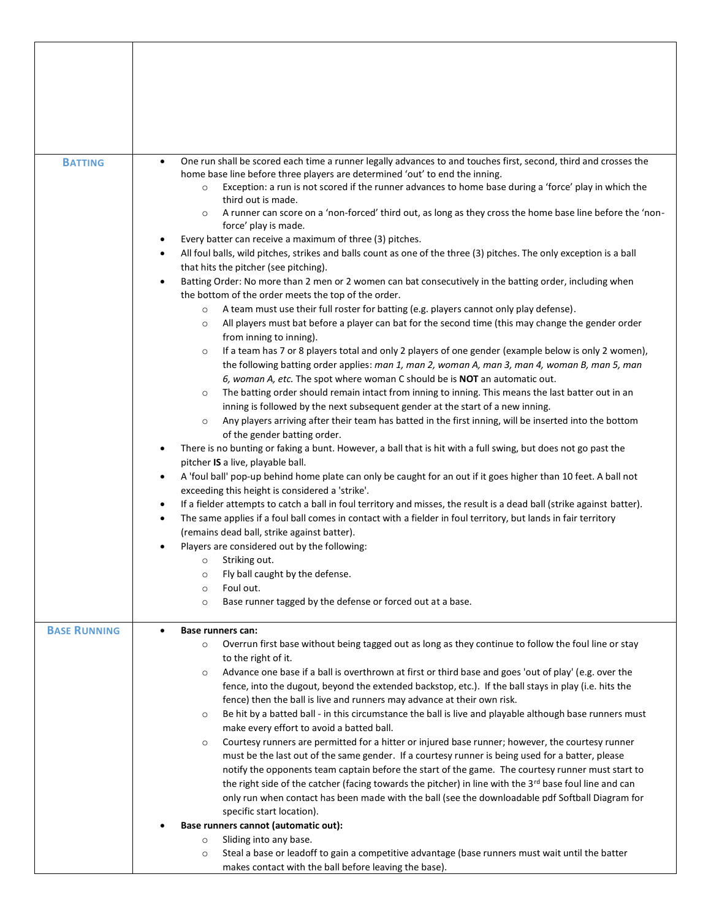## Batting

- One run shall be scored each time a runner legally advances to and touches first, second, third and crosses the home base line before three players are determined 'out' to end the inning.
  - Exception: a run is not scored if the runner advances to home base during a 'force' play in which the third out is made.
  - A runner can score on a 'non-forced' third out, as long as they cross the home base line before the 'non-force' play is made.
- Every batter can receive a maximum of three (3) pitches.
- All foul balls, wild pitches, strikes and balls count as one of the three (3) pitches. The only exception is a ball that hits the pitcher (see pitching).
- Batting Order: No more than 2 men or 2 women can bat consecutively in the batting order, including when the bottom of the order meets the top of the order.
  - A team must use their full roster for batting (e.g. players cannot only play defense).
  - All players must bat before a player can bat for the second time (this may change the gender order from inning to inning).
  - If a team has 7 or 8 players total and only 2 players of one gender (example below is only 2 women), the following batting order applies: *man 1, man 2, woman A, man 3, man 4, woman B, man 5, man 6, woman A, etc.* The spot where woman C should be is **NOT** an automatic out.
  - The batting order should remain intact from inning to inning. This means the last batter out in an inning is followed by the next subsequent gender at the start of a new inning.
  - Any players arriving after their team has batted in the first inning, will be inserted into the bottom of the gender batting order.
- There is no bunting or faking a bunt. However, a ball that is hit with a full swing, but does not go past the pitcher **IS** a live, playable ball.
- A 'foul ball' pop-up behind home plate can only be caught for an out if it goes higher than 10 feet. A ball not exceeding this height is considered a 'strike'.
- If a fielder attempts to catch a ball in foul territory and misses, the result is a dead ball (strike against batter).
- The same applies if a foul ball comes in contact with a fielder in foul territory, but lands in fair territory (remains dead ball, strike against batter).
- Players are considered out by the following:
  - Striking out.
  - Fly ball caught by the defense.
  - Foul out.
  - Base runner tagged by the defense or forced out at a base.

## Base Running

- **Base runners can:**
  - Overrun first base without being tagged out as long as they continue to follow the foul line or stay to the right of it.
  - Advance one base if a ball is overthrown at first or third base and goes 'out of play' (e.g. over the fence, into the dugout, beyond the extended backstop, etc.). If the ball stays in play (i.e. hits the fence) then the ball is live and runners may advance at their own risk.
  - Be hit by a batted ball - in this circumstance the ball is live and playable although base runners must make every effort to avoid a batted ball.
  - Courtesy runners are permitted for a hitter or injured base runner; however, the courtesy runner must be the last out of the same gender. If a courtesy runner is being used for a batter, please notify the opponents team captain before the start of the game. The courtesy runner must start to the right side of the catcher (facing towards the pitcher) in line with the 3rd base foul line and can only run when contact has been made with the ball (see the downloadable pdf Softball Diagram for specific start location).
- **Base runners cannot (automatic out):**
  - Sliding into any base.
  - Steal a base or leadoff to gain a competitive advantage (base runners must wait until the batter makes contact with the ball before leaving the base).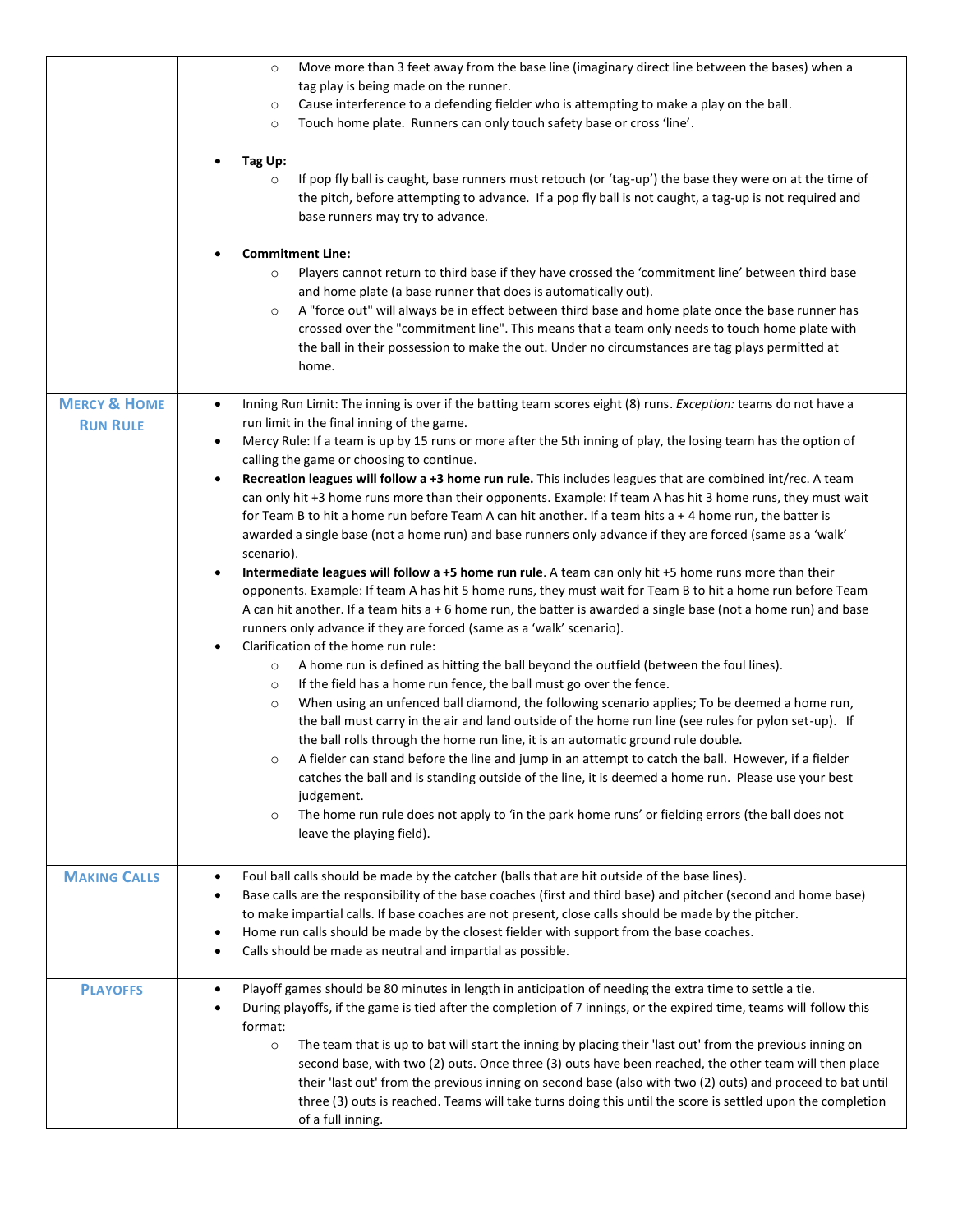| | |
|---|---|
| | ○ Move more than 3 feet away from the base line (imaginary direct line between the bases) when a tag play is being made on the runner.<br>○ Cause interference to a defending fielder who is attempting to make a play on the ball.<br>○ Touch home plate. Runners can only touch safety base or cross 'line'.<br><br>• **Tag Up:**<br>○ If pop fly ball is caught, base runners must retouch (or 'tag-up') the base they were on at the time of the pitch, before attempting to advance. If a pop fly ball is not caught, a tag-up is not required and base runners may try to advance.<br><br>• **Commitment Line:**<br>○ Players cannot return to third base if they have crossed the 'commitment line' between third base and home plate (a base runner that does is automatically out).<br>○ A "force out" will always be in effect between third base and home plate once the base runner has crossed over the "commitment line". This means that a team only needs to touch home plate with the ball in their possession to make the out. Under no circumstances are tag plays permitted at home. |
| **MERCY & HOME RUN RULE** | • Inning Run Limit: The inning is over if the batting team scores eight (8) runs. *Exception:* teams do not have a run limit in the final inning of the game.<br>• Mercy Rule: If a team is up by 15 runs or more after the 5th inning of play, the losing team has the option of calling the game or choosing to continue.<br>• **Recreation leagues will follow a +3 home run rule.** This includes leagues that are combined int/rec. A team can only hit +3 home runs more than their opponents. Example: If team A has hit 3 home runs, they must wait for Team B to hit a home run before Team A can hit another. If a team hits a + 4 home run, the batter is awarded a single base (not a home run) and base runners only advance if they are forced (same as a 'walk' scenario).<br>• **Intermediate leagues will follow a +5 home run rule**. A team can only hit +5 home runs more than their opponents. Example: If team A has hit 5 home runs, they must wait for Team B to hit a home run before Team A can hit another. If a team hits a + 6 home run, the batter is awarded a single base (not a home run) and base runners only advance if they are forced (same as a 'walk' scenario).<br>• Clarification of the home run rule:<br>○ A home run is defined as hitting the ball beyond the outfield (between the foul lines).<br>○ If the field has a home run fence, the ball must go over the fence.<br>○ When using an unfenced ball diamond, the following scenario applies; To be deemed a home run, the ball must carry in the air and land outside of the home run line (see rules for pylon set-up). If the ball rolls through the home run line, it is an automatic ground rule double.<br>○ A fielder can stand before the line and jump in an attempt to catch the ball. However, if a fielder catches the ball and is standing outside of the line, it is deemed a home run. Please use your best judgement.<br>○ The home run rule does not apply to 'in the park home runs' or fielding errors (the ball does not leave the playing field). |
| **MAKING CALLS** | • Foul ball calls should be made by the catcher (balls that are hit outside of the base lines).<br>• Base calls are the responsibility of the base coaches (first and third base) and pitcher (second and home base) to make impartial calls. If base coaches are not present, close calls should be made by the pitcher.<br>• Home run calls should be made by the closest fielder with support from the base coaches.<br>• Calls should be made as neutral and impartial as possible. |
| **PLAYOFFS** | • Playoff games should be 80 minutes in length in anticipation of needing the extra time to settle a tie.<br>• During playoffs, if the game is tied after the completion of 7 innings, or the expired time, teams will follow this format:<br>○ The team that is up to bat will start the inning by placing their 'last out' from the previous inning on second base, with two (2) outs. Once three (3) outs have been reached, the other team will then place their 'last out' from the previous inning on second base (also with two (2) outs) and proceed to bat until three (3) outs is reached. Teams will take turns doing this until the score is settled upon the completion of a full inning. |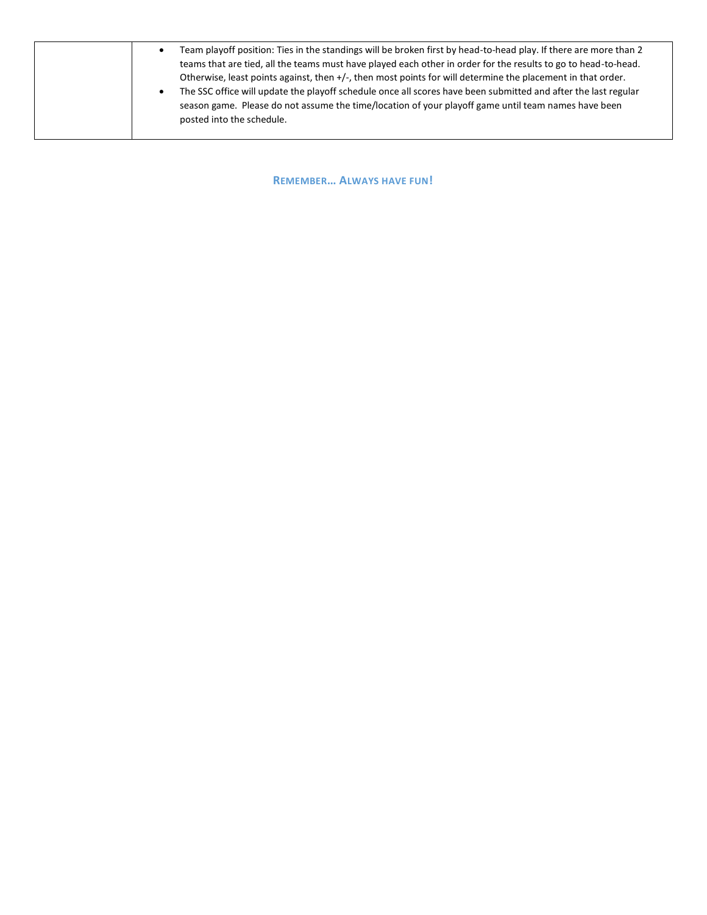| | |
|---|---|
| | • Team playoff position: Ties in the standings will be broken first by head-to-head play. If there are more than 2 teams that are tied, all the teams must have played each other in order for the results to go to head-to-head. Otherwise, least points against, then +/-, then most points for will determine the placement in that order.<br>• The SSC office will update the playoff schedule once all scores have been submitted and after the last regular season game. Please do not assume the time/location of your playoff game until team names have been posted into the schedule. |

**REMEMBER… ALWAYS HAVE FUN!**